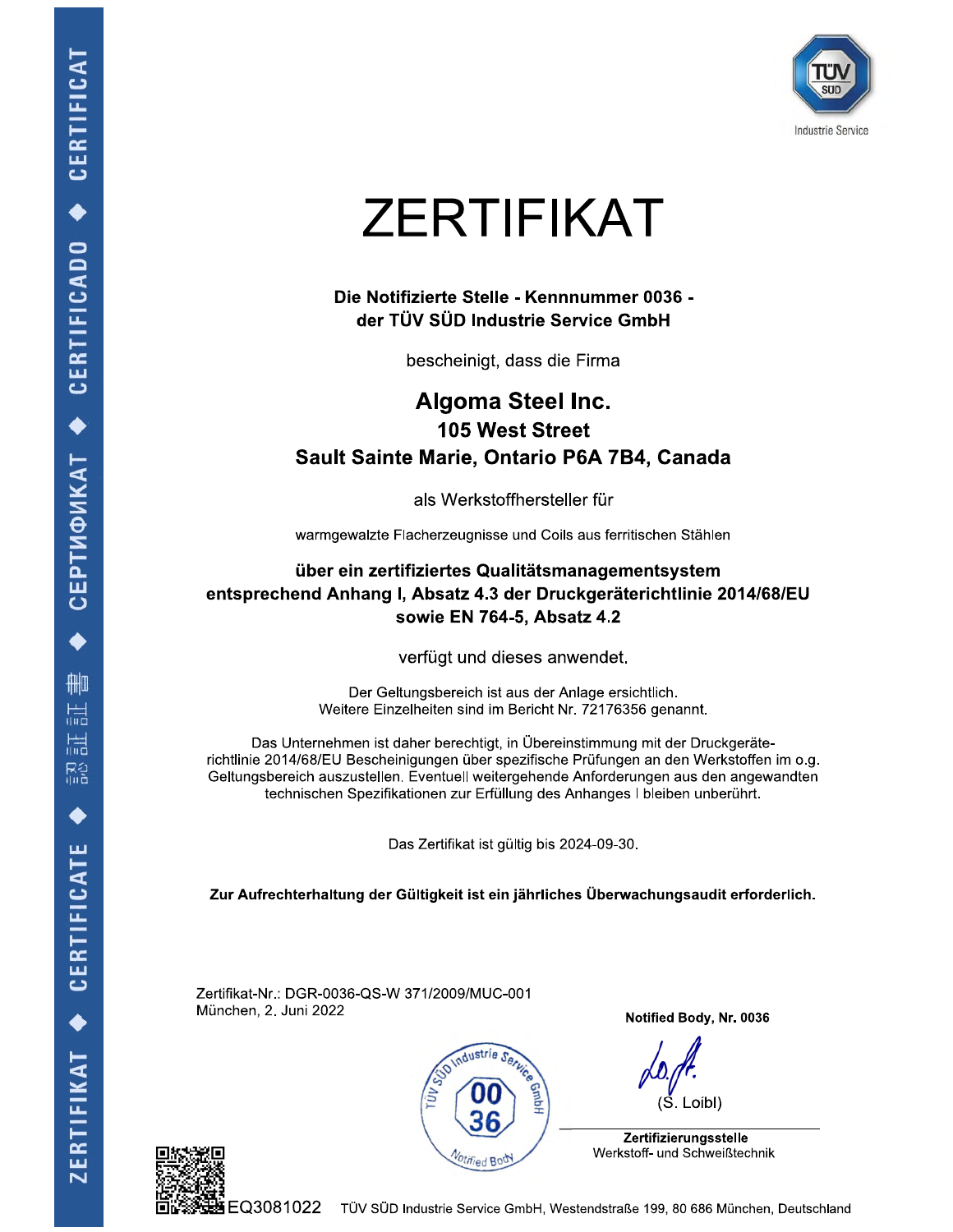TÜV SÜD
Industrie Service

# ZERTIFIKAT

**Die Notifizierte Stelle - Kennnummer 0036 -**
**der TÜV SÜD Industrie Service GmbH**

bescheinigt, dass die Firma

**Algoma Steel Inc.**
**105 West Street**
**Sault Sainte Marie, Ontario P6A 7B4, Canada**

als Werkstoffhersteller für

warmgewalzte Flacherzeugnisse und Coils aus ferritischen Stählen

**über ein zertifiziertes Qualitätsmanagementsystem**
**entsprechend Anhang I, Absatz 4.3 der Druckgeräterichtlinie 2014/68/EU**
**sowie EN 764-5, Absatz 4.2**

verfügt und dieses anwendet.

Der Geltungsbereich ist aus der Anlage ersichtlich.
Weitere Einzelheiten sind im Bericht Nr. 72176356 genannt.

Das Unternehmen ist daher berechtigt, in Übereinstimmung mit der Druckgeräte-richtlinie 2014/68/EU Bescheinigungen über spezifische Prüfungen an den Werkstoffen im o.g. Geltungsbereich auszustellen. Eventuell weitergehende Anforderungen aus den angewandten technischen Spezifikationen zur Erfüllung des Anhanges I bleiben unberührt.

Das Zertifikat ist gültig bis 2024-09-30.

**Zur Aufrechterhaltung der Gültigkeit ist ein jährliches Überwachungsaudit erforderlich.**

Zertifikat-Nr.: DGR-0036-QS-W 371/2009/MUC-001
München, 2. Juni 2022

**Notified Body, Nr. 0036**

TÜV SÜD Industrie Service GmbH 0036 Notified Body

(S. Loibl)

**Zertifizierungsstelle**
Werkstoff- und Schweißtechnik

EQ3081022 TÜV SÜD Industrie Service GmbH, Westendstraße 199, 80 686 München, Deutschland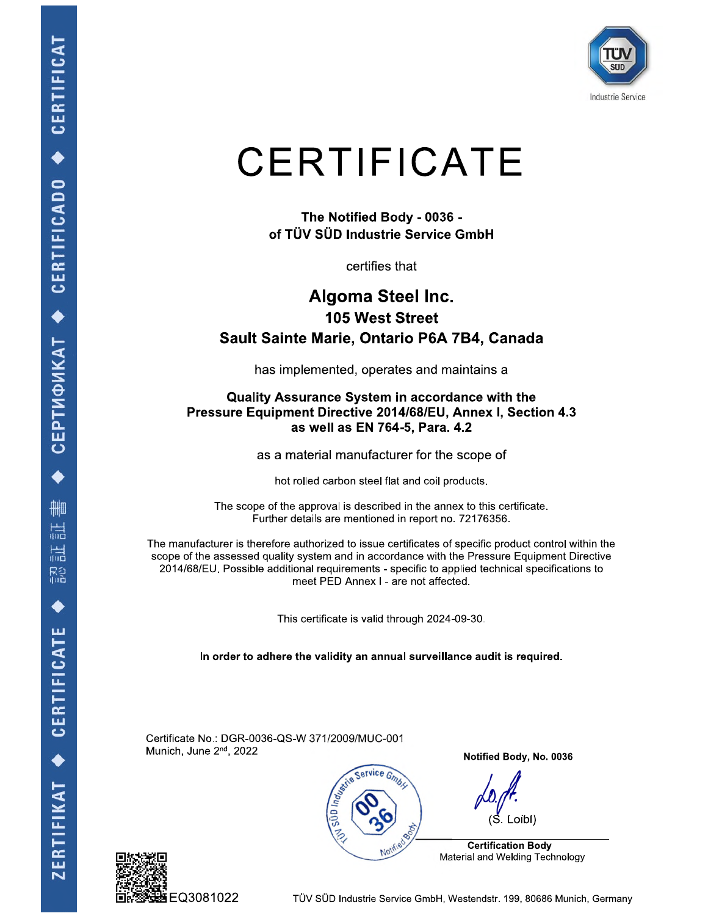# CERTIFICATE

**The Notified Body - 0036 -**
**of TÜV SÜD Industrie Service GmbH**

certifies that

## Algoma Steel Inc.

**105 West Street**
**Sault Sainte Marie, Ontario P6A 7B4, Canada**

has implemented, operates and maintains a

**Quality Assurance System in accordance with the**
**Pressure Equipment Directive 2014/68/EU, Annex I, Section 4.3**
**as well as EN 764-5, Para. 4.2**

as a material manufacturer for the scope of

hot rolled carbon steel flat and coil products.

The scope of the approval is described in the annex to this certificate.
Further details are mentioned in report no. 72176356.

The manufacturer is therefore authorized to issue certificates of specific product control within the scope of the assessed quality system and in accordance with the Pressure Equipment Directive 2014/68/EU. Possible additional requirements - specific to applied technical specifications to meet PED Annex I - are not affected.

This certificate is valid through 2024-09-30.

**In order to adhere the validity an annual surveillance audit is required.**

Certificate No.: DGR-0036-QS-W 371/2009/MUC-001
Munich, June 2nd, 2022

**Notified Body, No. 0036**

(S. Loibl)

**Certification Body**
Material and Welding Technology

EQ3081022

TÜV SÜD Industrie Service GmbH, Westendstr. 199, 80686 Munich, Germany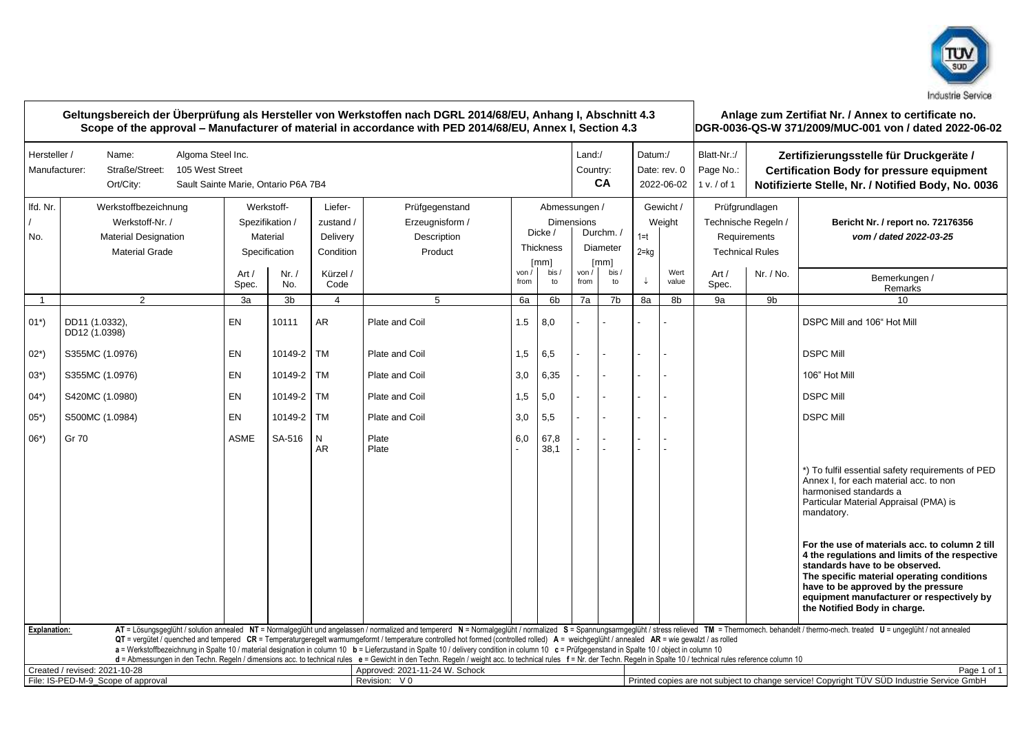TÜV SÜD
Industrie Service

**Geltungsbereich der Überprüfung als Hersteller von Werkstoffen nach DGRL 2014/68/EU, Anhang I, Abschnitt 4.3**
**Scope of the approval – Manufacturer of material in accordance with PED 2014/68/EU, Annex I, Section 4.3**

**Anlage zum Zertifiat Nr. / Annex to certificate no.**
**DGR-0036-QS-W 371/2009/MUC-001 von / dated 2022-06-02**

Hersteller / Manufacturer: Name: Algoma Steel Inc.; Straße/Street: 105 West Street; Ort/City: Sault Sainte Marie, Ontario P6A 7B4

Land:/ Country: **CA**

Datum:/ Date: rev. 0 2022-06-02

Blatt-Nr.:/ Page No.: 1 v. / of 1

**Zertifizierungsstelle für Druckgeräte / Certification Body for pressure equipment Notifizierte Stelle, Nr. / Notified Body, No. 0036**

| lfd. Nr. / No. | Werkstoffbezeichnung / Werkstoff-Nr. / Material Designation Material Grade | Werkstoff-Spezifikation / Material Specification | | Liefer-zustand / Delivery Condition | Prüfgegenstand Erzeugnisform / Description Product | Abmessungen / Dimensions | | | | Gewicht / Weight | | Prüfgrundlagen Technische Regeln / Requirements Technical Rules | | **Bericht Nr. / report no. 72176356** *vom / dated 2022-03-25* |
|---|---|---|---|---|---|---|---|---|---|---|---|---|---|---|
| | | | | | | Dicke / Thickness [mm] | | Durchm. / Diameter [mm] | | 1=t 2=kg | | | | |
| | | Art / Spec. | Nr. / No. | Kürzel / Code | | von / from | bis / to | von / from | bis / to | ↓ | Wert value | Art / Spec. | Nr. / No. | Bemerkungen / Remarks |
| 1 | 2 | 3a | 3b | 4 | 5 | 6a | 6b | 7a | 7b | 8a | 8b | 9a | 9b | 10 |
| 01*) | DD11 (1.0332), DD12 (1.0398) | EN | 10111 | AR | Plate and Coil | 1.5 | 8,0 | - | - | - | - | | | DSPC Mill and 106" Hot Mill |
| 02*) | S355MC (1.0976) | EN | 10149-2 | TM | Plate and Coil | 1,5 | 6,5 | - | - | - | - | | | DSPC Mill |
| 03*) | S355MC (1.0976) | EN | 10149-2 | TM | Plate and Coil | 3,0 | 6,35 | - | - | - | - | | | 106" Hot Mill |
| 04*) | S420MC (1.0980) | EN | 10149-2 | TM | Plate and Coil | 1,5 | 5,0 | - | - | - | - | | | DSPC Mill |
| 05*) | S500MC (1.0984) | EN | 10149-2 | TM | Plate and Coil | 3,0 | 5,5 | - | - | - | - | | | DSPC Mill |
| 06*) | Gr 70 | ASME | SA-516 | N<br>AR | Plate<br>Plate | 6,0<br>- | 67,8<br>38,1 | -<br>- | -<br>- | -<br>- | -<br>- | | | |

*) To fulfil essential safety requirements of PED Annex I, for each material acc. to non harmonised standards a Particular Material Appraisal (PMA) is mandatory.

**For the use of materials acc. to column 2 till 4 the regulations and limits of the respective standards have to be observed. The specific material operating conditions have to be approved by the pressure equipment manufacturer or respectively by the Notified Body in charge.**

**Explanation:** **AT** = Lösungsgeglüht / solution annealed **NT** = Normalgeglüht und angelassen / normalized and temperered **N** = Normalgeglüht / normalized **S** = Spannungsarmgeglüht / stress relieved **TM** = Thermomech. behandelt / thermo-mech. treated **U** = ungeglüht / not annealed **QT** = vergütet / quenched and tempered **CR** = Temperaturgeregelt warmumgeformt / temperature controlled hot formed (controlled rolled) **A** = weichgeglüht / annealed **AR** = wie gewalzt / as rolled
**a** = Werkstoffbezeichnung in Spalte 10 / material designation in column 10 **b** = Lieferzustand in Spalte 10 / delivery condition in column 10 **c** = Prüfgegenstand in Spalte 10 / object in column 10
**d** = Abmessungen in den Techn. Regeln / dimensions acc. to technical rules **e** = Gewicht in den Techn. Regeln / weight acc. to technical rules **f** = Nr. der Techn. Regeln in Spalte 10 / technical rules reference column 10

Created / revised: 2021-10-28 | Approved: 2021-11-24 W. Schock
File: IS-PED-M-9_Scope of approval | Revision: V 0
Printed copies are not subject to change service! Copyright TÜV SÜD Industrie Service GmbH